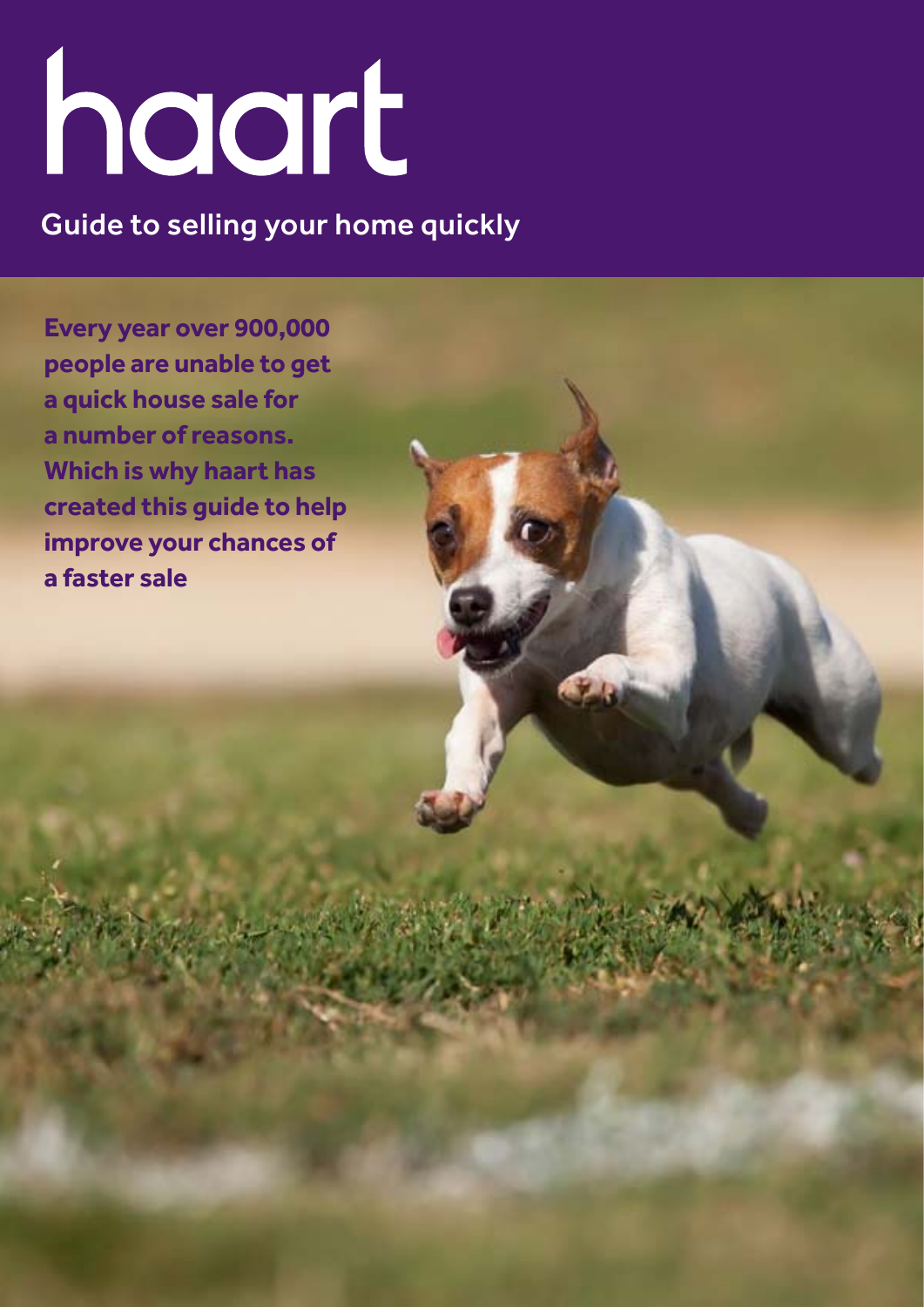# haart

## Guide to selling your home quickly

**Every year over 900,000 people are unable to get a quick house sale for a number of reasons. Which is why haart has created this guide to help improve your chances of a faster sale**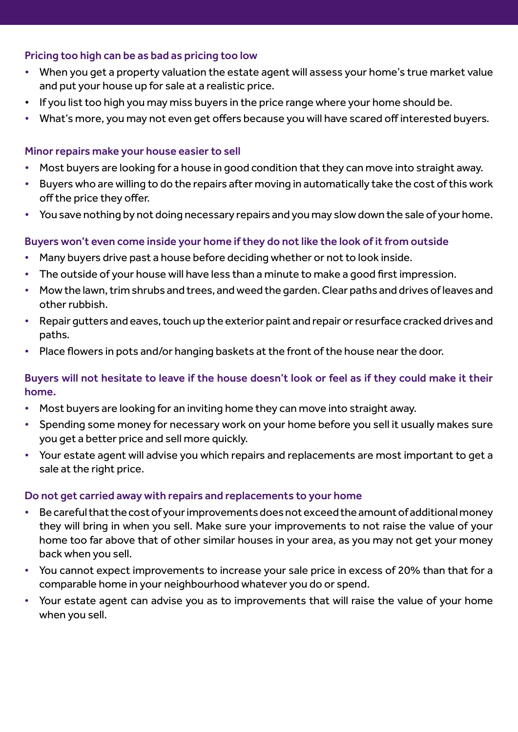### Pricing too high can be as bad as pricing too low

- When you get a property valuation the estate agent will assess your home's true market value and put your house up for sale at a realistic price.
- If you list too high you may miss buyers in the price range where your home should be.
- What's more, you may not even get offers because you will have scared off interested buyers.

### Minor repairs make your house easier to sell

- Most buyers are looking for a house in good condition that they can move into straight away.
- Buyers who are willing to do the repairs after moving in automatically take the cost of this work off the price they offer.
- You save nothing by not doing necessary repairs and you may slow down the sale of your home.

### Buyers won't even come inside your home if they do not like the look of it from outside

- Many buyers drive past a house before deciding whether or not to look inside.
- The outside of your house will have less than a minute to make a good first impression.
- Mow the lawn, trim shrubs and trees, and weed the garden. Clear paths and drives of leaves and other rubbish.
- Repair gutters and eaves, touch up the exterior paint and repair or resurface cracked drives and paths.
- Place flowers in pots and/or hanging baskets at the front of the house near the door.

### Buyers will not hesitate to leave if the house doesn't look or feel as if they could make it their home.

- Most buyers are looking for an inviting home they can move into straight away.
- Spending some money for necessary work on your home before you sell it usually makes sure you get a better price and sell more quickly.
- Your estate agent will advise you which repairs and replacements are most important to get a sale at the right price.

### Do not get carried away with repairs and replacements to your home

- Be careful that the cost of your improvements does not exceed the amount of additional money they will bring in when you sell. Make sure your improvements to not raise the value of your home too far above that of other similar houses in your area, as you may not get your money back when you sell.
- You cannot expect improvements to increase your sale price in excess of 20% than that for a comparable home in your neighbourhood whatever you do or spend.
- Your estate agent can advise you as to improvements that will raise the value of your home when you sell.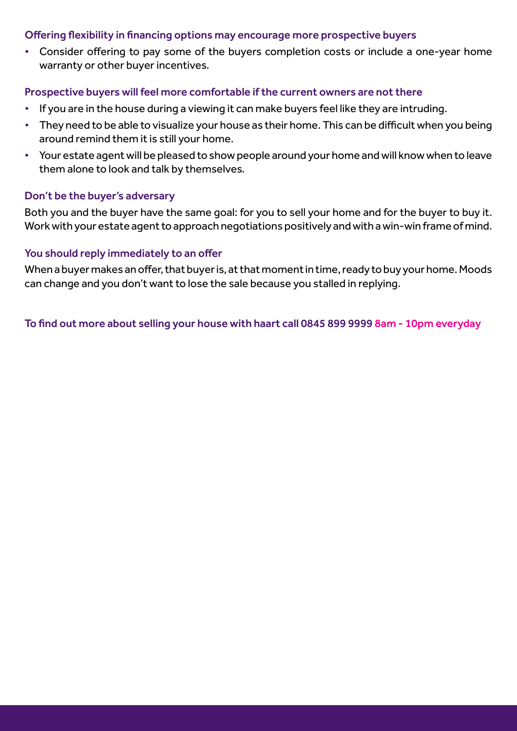### Offering flexibility in financing options may encourage more prospective buyers

- Consider offering to pay some of the buyers completion costs or include a one-year home warranty or other buyer incentives.

### Prospective buyers will feel more comfortable if the current owners are not there

- If you are in the house during a viewing it can make buyers feel like they are intruding.
- They need to be able to visualize your house as their home. This can be difficult when you being around remind them it is still your home.
- Your estate agent will be pleased to show people around your home and will know when to leave them alone to look and talk by themselves.

### Don't be the buyer's adversary

Both you and the buyer have the same goal: for you to sell your home and for the buyer to buy it. Work with your estate agent to approach negotiations positively and with a win-win frame of mind.

### You should reply immediately to an offer

When a buyer makes an offer, that buyer is, at that moment in time, ready to buy your home. Moods can change and you don't want to lose the sale because you stalled in replying.

**To find out more about selling your house with haart call 0845 899 9999 8am - 10pm everyday**